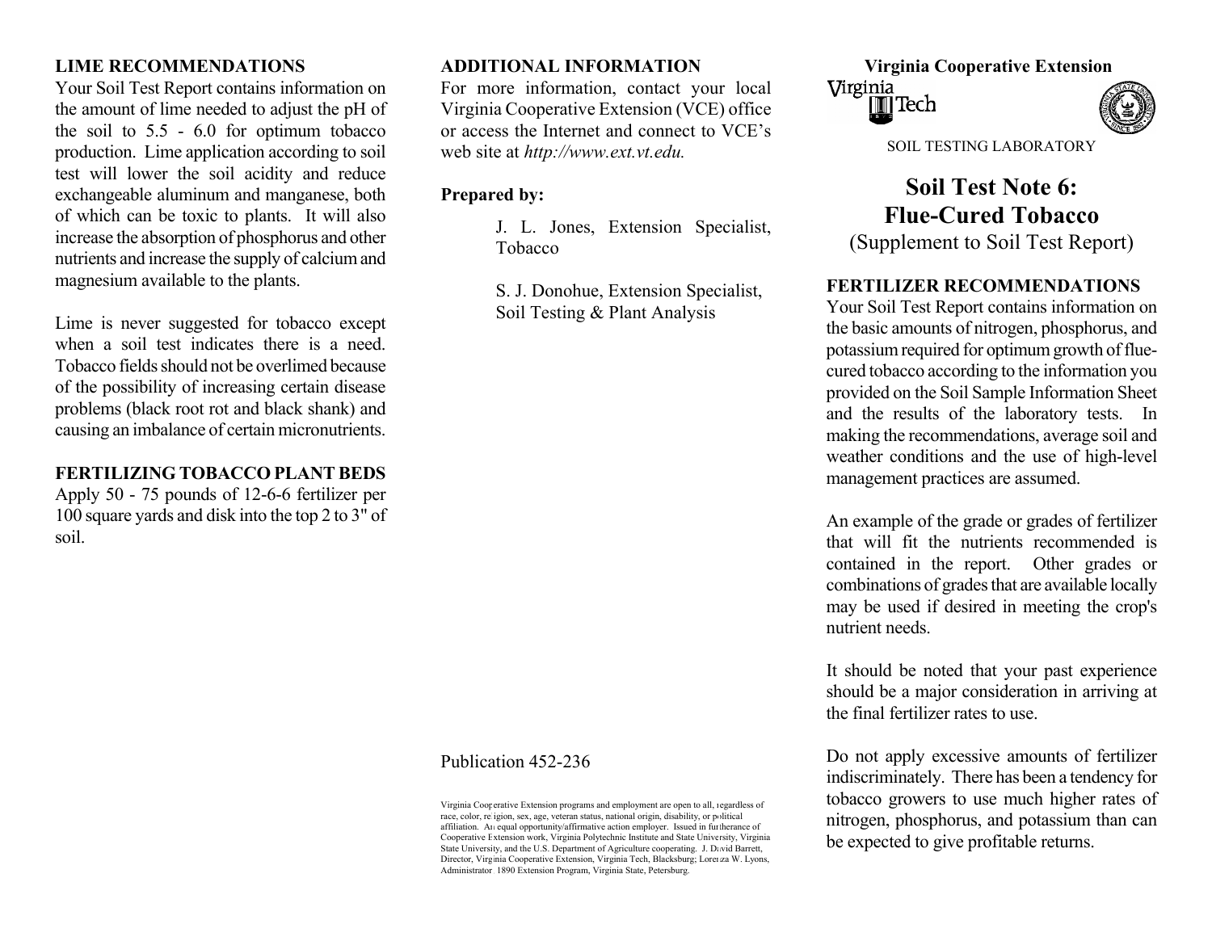## LIME RECOMMENDATIONS

Your Soil Test Report contains information on the amount of lime needed to adjust the pH of the soil to 5.5 - 6.0 for optimum tobacco production. Lime application according to soil test will lower the soil acidity and reduce exchangeable aluminum and manganese, both of which can be toxic to plants. It will also increase the absorption of phosphorus and other nutrients and increase the supply of calcium and magnesium available to the plants.

Lime is never suggested for tobacco except when a soil test indicates there is a need. Tobacco fields should not be overlimed because of the possibility of increasing certain disease problems (black root rot and black shank) and causing an imbalance of certain micronutrients.

## FERTILIZING TOBACCO PLANT BEDS

Apply 50 - 75 pounds of 12-6-6 fertilizer per 100 square yards and disk into the top 2 to 3" of soil.

## ADDITIONAL INFORMATION

For more information, contact your local Virginia Cooperative Extension (VCE) office or access the Internet and connect to VCE's web site at *http://www.ext.vt.edu.*

**Prepared by:**

J. L. Jones, Extension Specialist, Tobacco

S. J. Donohue, Extension Specialist, Soil Testing & Plant Analysis

Publication 452-236

Virginia Cooperative Extension programs and employment are open to all, regardless of race, color, religion, sex, age, veteran status, national origin, disability, or political affiliation. An equal opportunity/affirmative action employer. Issued in furtherance of Cooperative Extension work, Virginia Polytechnic Institute and State University, Virginia State University, and the U.S. Department of Agriculture cooperating. J. David Barrett, Director, Virginia Cooperative Extension, Virginia Tech, Blacksburg; Lorenza W. Lyons, Administrator, 1890 Extension Program, Virginia State, Petersburg.

**Virginia Cooperative Extension**

Virginia Tech

SOIL TESTING LABORATORY

# Soil Test Note 6: Flue-Cured Tobacco

(Supplement to Soil Test Report)

## FERTILIZER RECOMMENDATIONS

Your Soil Test Report contains information on the basic amounts of nitrogen, phosphorus, and potassium required for optimum growth of flue-cured tobacco according to the information you provided on the Soil Sample Information Sheet and the results of the laboratory tests. In making the recommendations, average soil and weather conditions and the use of high-level management practices are assumed.

An example of the grade or grades of fertilizer that will fit the nutrients recommended is contained in the report. Other grades or combinations of grades that are available locally may be used if desired in meeting the crop's nutrient needs.

It should be noted that your past experience should be a major consideration in arriving at the final fertilizer rates to use.

Do not apply excessive amounts of fertilizer indiscriminately. There has been a tendency for tobacco growers to use much higher rates of nitrogen, phosphorus, and potassium than can be expected to give profitable returns.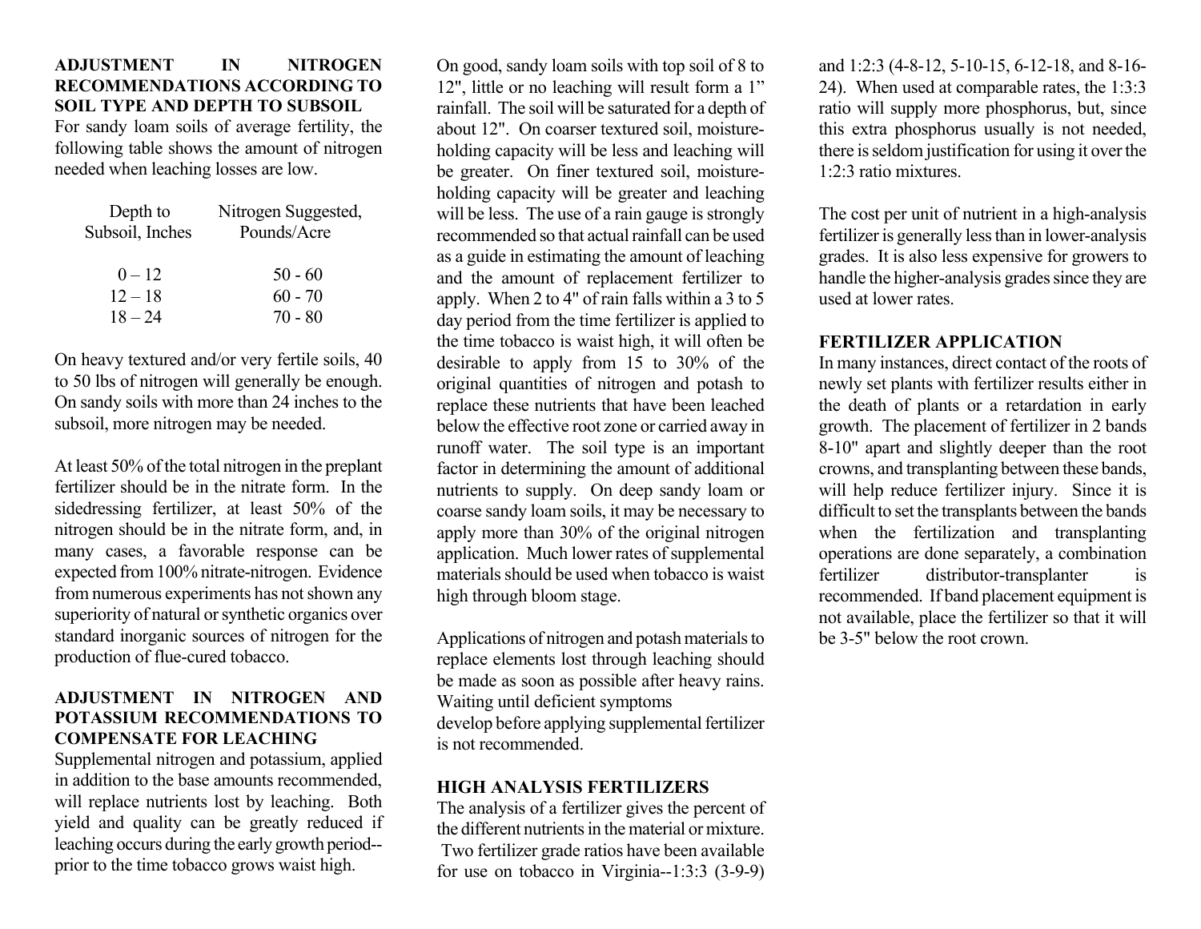### ADJUSTMENT IN NITROGEN RECOMMENDATIONS ACCORDING TO SOIL TYPE AND DEPTH TO SUBSOIL

For sandy loam soils of average fertility, the following table shows the amount of nitrogen needed when leaching losses are low.

| Depth to Subsoil, Inches | Nitrogen Suggested, Pounds/Acre |
|---|---|
| 0 – 12 | 50 - 60 |
| 12 – 18 | 60 - 70 |
| 18 – 24 | 70 - 80 |

On heavy textured and/or very fertile soils, 40 to 50 lbs of nitrogen will generally be enough. On sandy soils with more than 24 inches to the subsoil, more nitrogen may be needed.

At least 50% of the total nitrogen in the preplant fertilizer should be in the nitrate form. In the sidedressing fertilizer, at least 50% of the nitrogen should be in the nitrate form, and, in many cases, a favorable response can be expected from 100% nitrate-nitrogen. Evidence from numerous experiments has not shown any superiority of natural or synthetic organics over standard inorganic sources of nitrogen for the production of flue-cured tobacco.

### ADJUSTMENT IN NITROGEN AND POTASSIUM RECOMMENDATIONS TO COMPENSATE FOR LEACHING

Supplemental nitrogen and potassium, applied in addition to the base amounts recommended, will replace nutrients lost by leaching. Both yield and quality can be greatly reduced if leaching occurs during the early growth period--prior to the time tobacco grows waist high.

On good, sandy loam soils with top soil of 8 to 12", little or no leaching will result form a 1" rainfall. The soil will be saturated for a depth of about 12". On coarser textured soil, moisture-holding capacity will be less and leaching will be greater. On finer textured soil, moisture-holding capacity will be greater and leaching will be less. The use of a rain gauge is strongly recommended so that actual rainfall can be used as a guide in estimating the amount of leaching and the amount of replacement fertilizer to apply. When 2 to 4" of rain falls within a 3 to 5 day period from the time fertilizer is applied to the time tobacco is waist high, it will often be desirable to apply from 15 to 30% of the original quantities of nitrogen and potash to replace these nutrients that have been leached below the effective root zone or carried away in runoff water. The soil type is an important factor in determining the amount of additional nutrients to supply. On deep sandy loam or coarse sandy loam soils, it may be necessary to apply more than 30% of the original nitrogen application. Much lower rates of supplemental materials should be used when tobacco is waist high through bloom stage.

Applications of nitrogen and potash materials to replace elements lost through leaching should be made as soon as possible after heavy rains. Waiting until deficient symptoms develop before applying supplemental fertilizer is not recommended.

### HIGH ANALYSIS FERTILIZERS

The analysis of a fertilizer gives the percent of the different nutrients in the material or mixture. Two fertilizer grade ratios have been available for use on tobacco in Virginia--1:3:3 (3-9-9) and 1:2:3 (4-8-12, 5-10-15, 6-12-18, and 8-16-24). When used at comparable rates, the 1:3:3 ratio will supply more phosphorus, but, since this extra phosphorus usually is not needed, there is seldom justification for using it over the 1:2:3 ratio mixtures.

The cost per unit of nutrient in a high-analysis fertilizer is generally less than in lower-analysis grades. It is also less expensive for growers to handle the higher-analysis grades since they are used at lower rates.

### FERTILIZER APPLICATION

In many instances, direct contact of the roots of newly set plants with fertilizer results either in the death of plants or a retardation in early growth. The placement of fertilizer in 2 bands 8-10" apart and slightly deeper than the root crowns, and transplanting between these bands, will help reduce fertilizer injury. Since it is difficult to set the transplants between the bands when the fertilization and transplanting operations are done separately, a combination fertilizer distributor-transplanter is recommended. If band placement equipment is not available, place the fertilizer so that it will be 3-5" below the root crown.